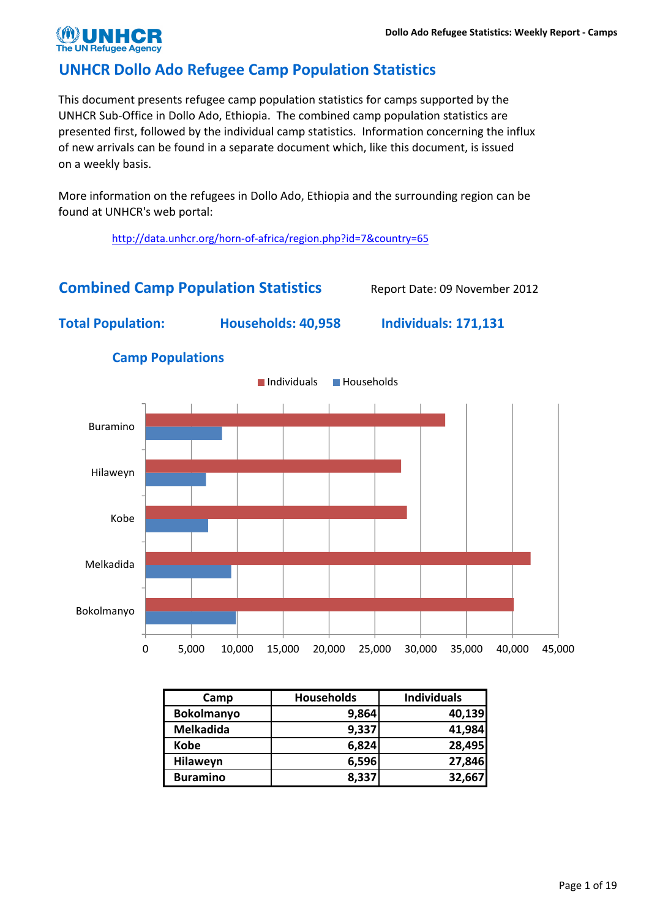# UNHCR Dollo Ado Refugee Camp Population Statistics

This document presents refugee camp population statistics for camps supported by the UNHCR Sub-Office in Dollo Ado, Ethiopia. The combined camp population statistics are presented first, followed by the individual camp statistics. Information concerning the influx of new arrivals can be found in a separate document which, like this document, is issued on a weekly basis.

More information on the refugees in Dollo Ado, Ethiopia and the surrounding region can be found at UNHCR's web portal:

http://data.unhcr.org/horn-of-africa/region.php?id=7&country=65

## Combined Camp Population Statistics

Report Date: 09 November 2012

**Total Population:** **Households: 40,958** **Individuals: 171,131**

### Camp Populations

| Camp | Households | Individuals |
|---|---|---|
| Bokolmanyo | 9,864 | 40,139 |
| Melkadida | 9,337 | 41,984 |
| Kobe | 6,824 | 28,495 |
| Hilaweyn | 6,596 | 27,846 |
| Buramino | 8,337 | 32,667 |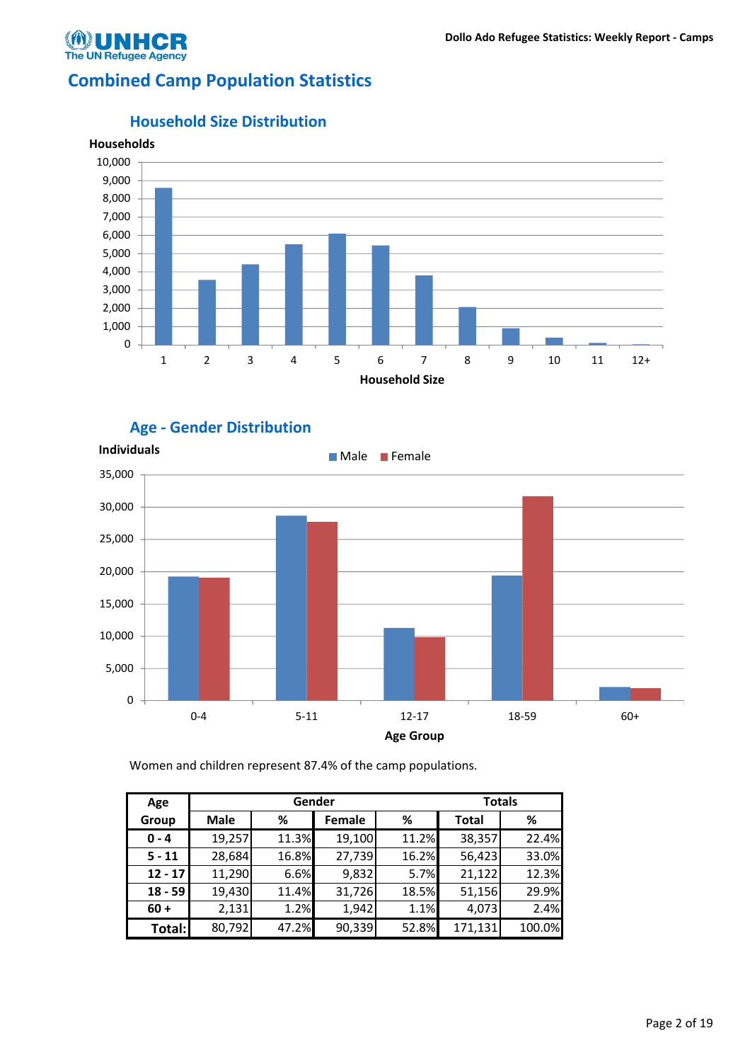# Combined Camp Population Statistics

## Household Size Distribution

## Age - Gender Distribution

Women and children represent 87.4% of the camp populations.

| Age Group | Gender | | | | Totals | |
|---|---|---|---|---|---|---|
| | Male | % | Female | % | Total | % |
| **0 - 4** | 19,257 | 11.3% | 19,100 | 11.2% | 38,357 | 22.4% |
| **5 - 11** | 28,684 | 16.8% | 27,739 | 16.2% | 56,423 | 33.0% |
| **12 - 17** | 11,290 | 6.6% | 9,832 | 5.7% | 21,122 | 12.3% |
| **18 - 59** | 19,430 | 11.4% | 31,726 | 18.5% | 51,156 | 29.9% |
| **60 +** | 2,131 | 1.2% | 1,942 | 1.1% | 4,073 | 2.4% |
| **Total:** | 80,792 | 47.2% | 90,339 | 52.8% | 171,131 | 100.0% |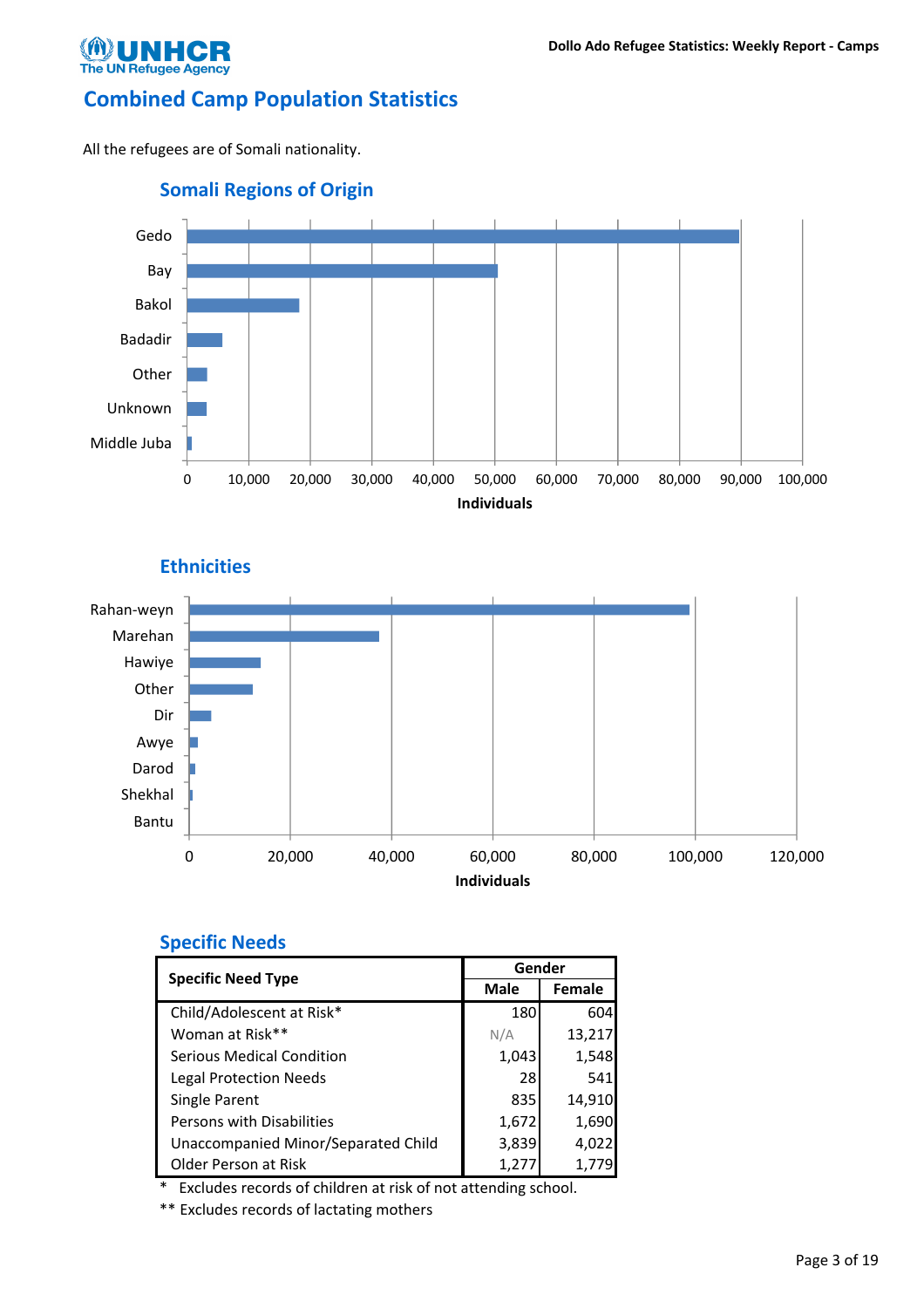# Combined Camp Population Statistics

All the refugees are of Somali nationality.

## Somali Regions of Origin

Gedo
Bay
Bakol
Badadir
Other
Unknown
Middle Juba

0 10,000 20,000 30,000 40,000 50,000 60,000 70,000 80,000 90,000 100,000

**Individuals**

## Ethnicities

Rahan-weyn
Marehan
Hawiye
Other
Dir
Awye
Darod
Shekhal
Bantu

0 20,000 40,000 60,000 80,000 100,000 120,000

**Individuals**

## Specific Needs

| Specific Need Type | Gender | |
|---|---|---|
| | Male | Female |
| Child/Adolescent at Risk* | 180 | 604 |
| Woman at Risk** | N/A | 13,217 |
| Serious Medical Condition | 1,043 | 1,548 |
| Legal Protection Needs | 28 | 541 |
| Single Parent | 835 | 14,910 |
| Persons with Disabilities | 1,672 | 1,690 |
| Unaccompanied Minor/Separated Child | 3,839 | 4,022 |
| Older Person at Risk | 1,277 | 1,779 |

* Excludes records of children at risk of not attending school.

** Excludes records of lactating mothers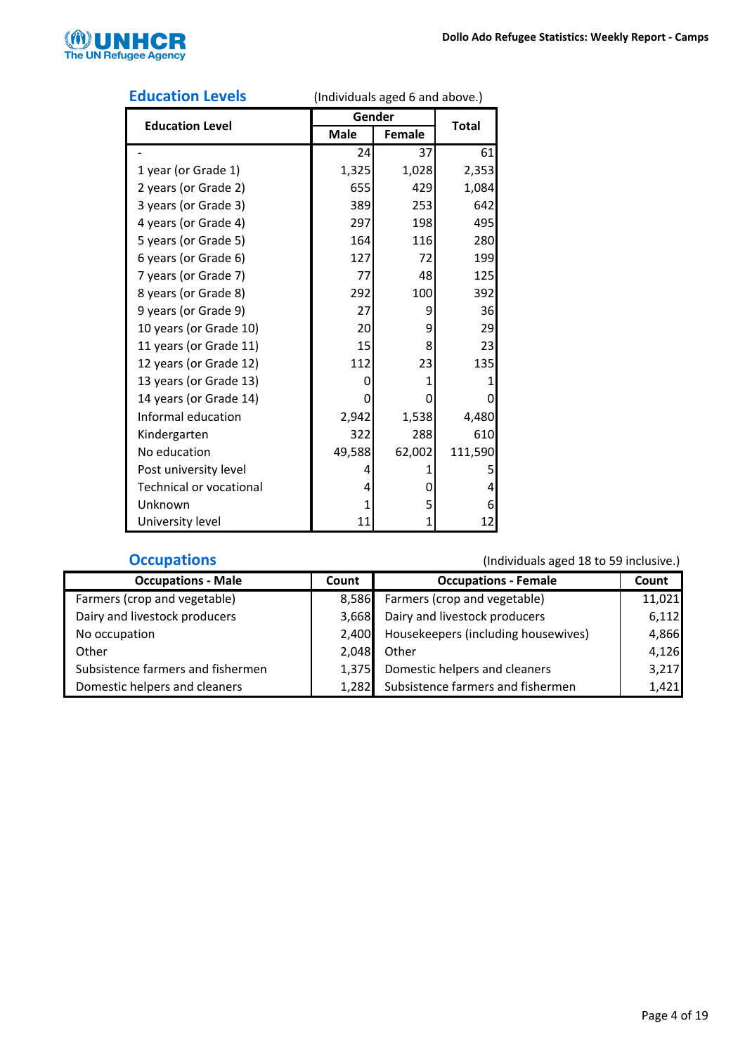## Education Levels

(Individuals aged 6 and above.)

| Education Level | Gender | | Total |
|---|---|---|---|
| | Male | Female | |
| - | 24 | 37 | 61 |
| 1 year (or Grade 1) | 1,325 | 1,028 | 2,353 |
| 2 years (or Grade 2) | 655 | 429 | 1,084 |
| 3 years (or Grade 3) | 389 | 253 | 642 |
| 4 years (or Grade 4) | 297 | 198 | 495 |
| 5 years (or Grade 5) | 164 | 116 | 280 |
| 6 years (or Grade 6) | 127 | 72 | 199 |
| 7 years (or Grade 7) | 77 | 48 | 125 |
| 8 years (or Grade 8) | 292 | 100 | 392 |
| 9 years (or Grade 9) | 27 | 9 | 36 |
| 10 years (or Grade 10) | 20 | 9 | 29 |
| 11 years (or Grade 11) | 15 | 8 | 23 |
| 12 years (or Grade 12) | 112 | 23 | 135 |
| 13 years (or Grade 13) | 0 | 1 | 1 |
| 14 years (or Grade 14) | 0 | 0 | 0 |
| Informal education | 2,942 | 1,538 | 4,480 |
| Kindergarten | 322 | 288 | 610 |
| No education | 49,588 | 62,002 | 111,590 |
| Post university level | 4 | 1 | 5 |
| Technical or vocational | 4 | 0 | 4 |
| Unknown | 1 | 5 | 6 |
| University level | 11 | 1 | 12 |

## Occupations

(Individuals aged 18 to 59 inclusive.)

| Occupations - Male | Count | Occupations - Female | Count |
|---|---|---|---|
| Farmers (crop and vegetable) | 8,586 | Farmers (crop and vegetable) | 11,021 |
| Dairy and livestock producers | 3,668 | Dairy and livestock producers | 6,112 |
| No occupation | 2,400 | Housekeepers (including housewives) | 4,866 |
| Other | 2,048 | Other | 4,126 |
| Subsistence farmers and fishermen | 1,375 | Domestic helpers and cleaners | 3,217 |
| Domestic helpers and cleaners | 1,282 | Subsistence farmers and fishermen | 1,421 |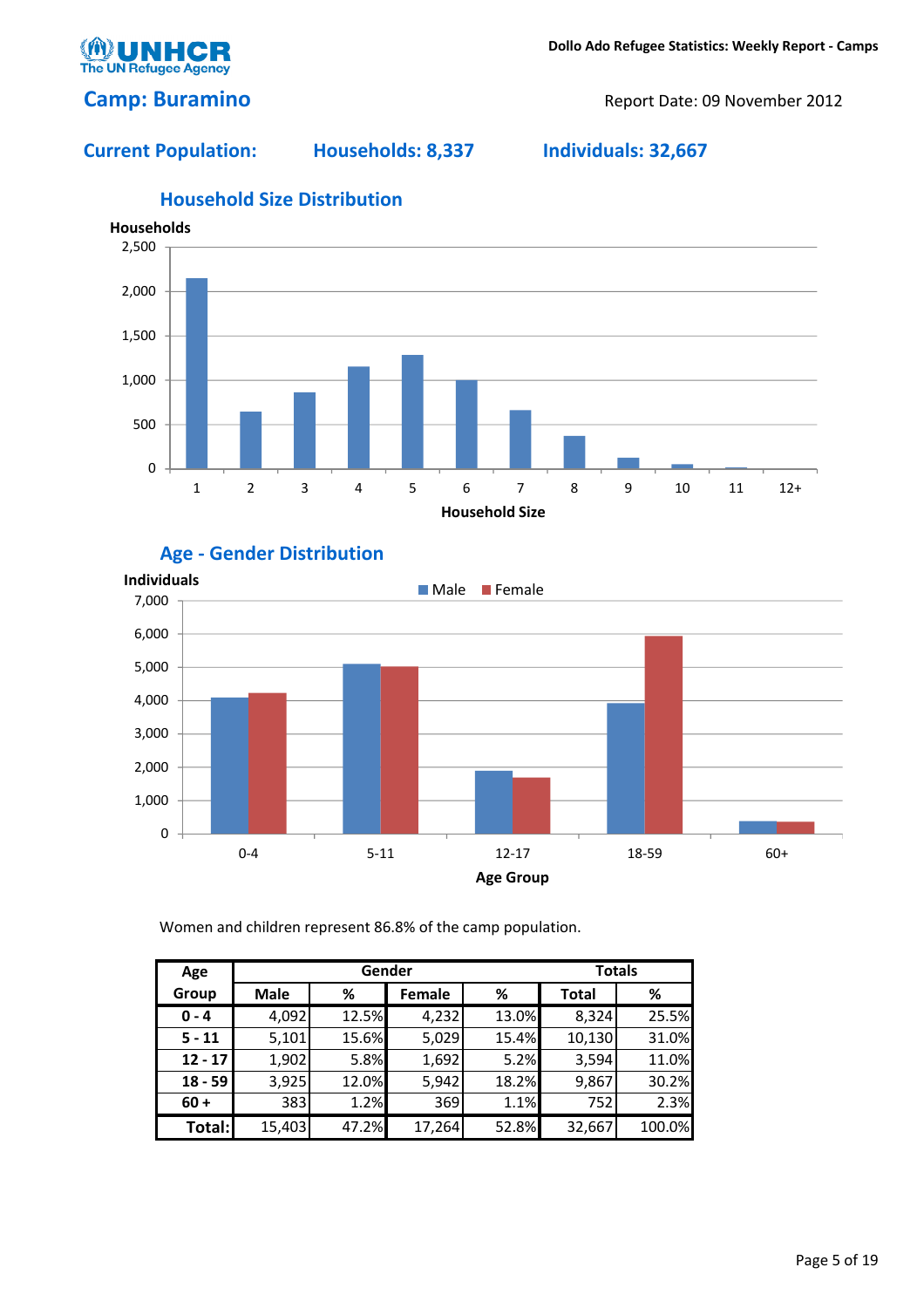# Camp: Buramino

Report Date: 09 November 2012

**Current Population:** **Households: 8,337** **Individuals: 32,667**

## Household Size Distribution

## Age - Gender Distribution

Women and children represent 86.8% of the camp population.

| Age Group | Gender | | | | Totals | |
|---|---|---|---|---|---|---|
| | Male | % | Female | % | Total | % |
| 0 - 4 | 4,092 | 12.5% | 4,232 | 13.0% | 8,324 | 25.5% |
| 5 - 11 | 5,101 | 15.6% | 5,029 | 15.4% | 10,130 | 31.0% |
| 12 - 17 | 1,902 | 5.8% | 1,692 | 5.2% | 3,594 | 11.0% |
| 18 - 59 | 3,925 | 12.0% | 5,942 | 18.2% | 9,867 | 30.2% |
| 60 + | 383 | 1.2% | 369 | 1.1% | 752 | 2.3% |
| Total: | 15,403 | 47.2% | 17,264 | 52.8% | 32,667 | 100.0% |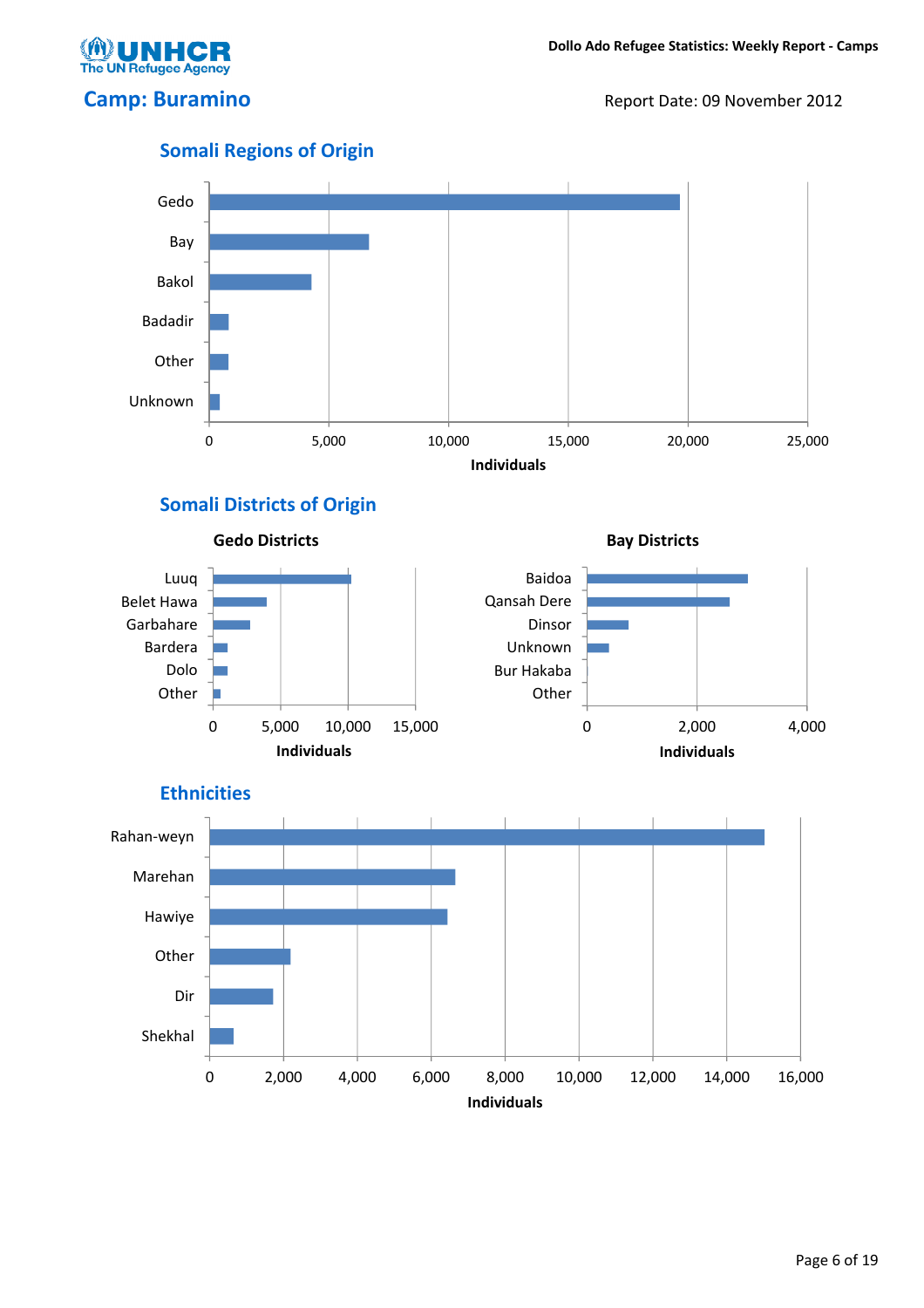# Camp: Buramino

Report Date: 09 November 2012

## Somali Regions of Origin

Gedo
Bay
Bakol
Badadir
Other
Unknown

0 5,000 10,000 15,000 20,000 25,000

**Individuals**

## Somali Districts of Origin

### Gedo Districts

Luuq
Belet Hawa
Garbahare
Bardera
Dolo
Other

0 5,000 10,000 15,000

**Individuals**

### Bay Districts

Baidoa
Qansah Dere
Dinsor
Unknown
Bur Hakaba
Other

0 2,000 4,000

**Individuals**

## Ethnicities

Rahan-weyn
Marehan
Hawiye
Other
Dir
Shekhal

0 2,000 4,000 6,000 8,000 10,000 12,000 14,000 16,000

**Individuals**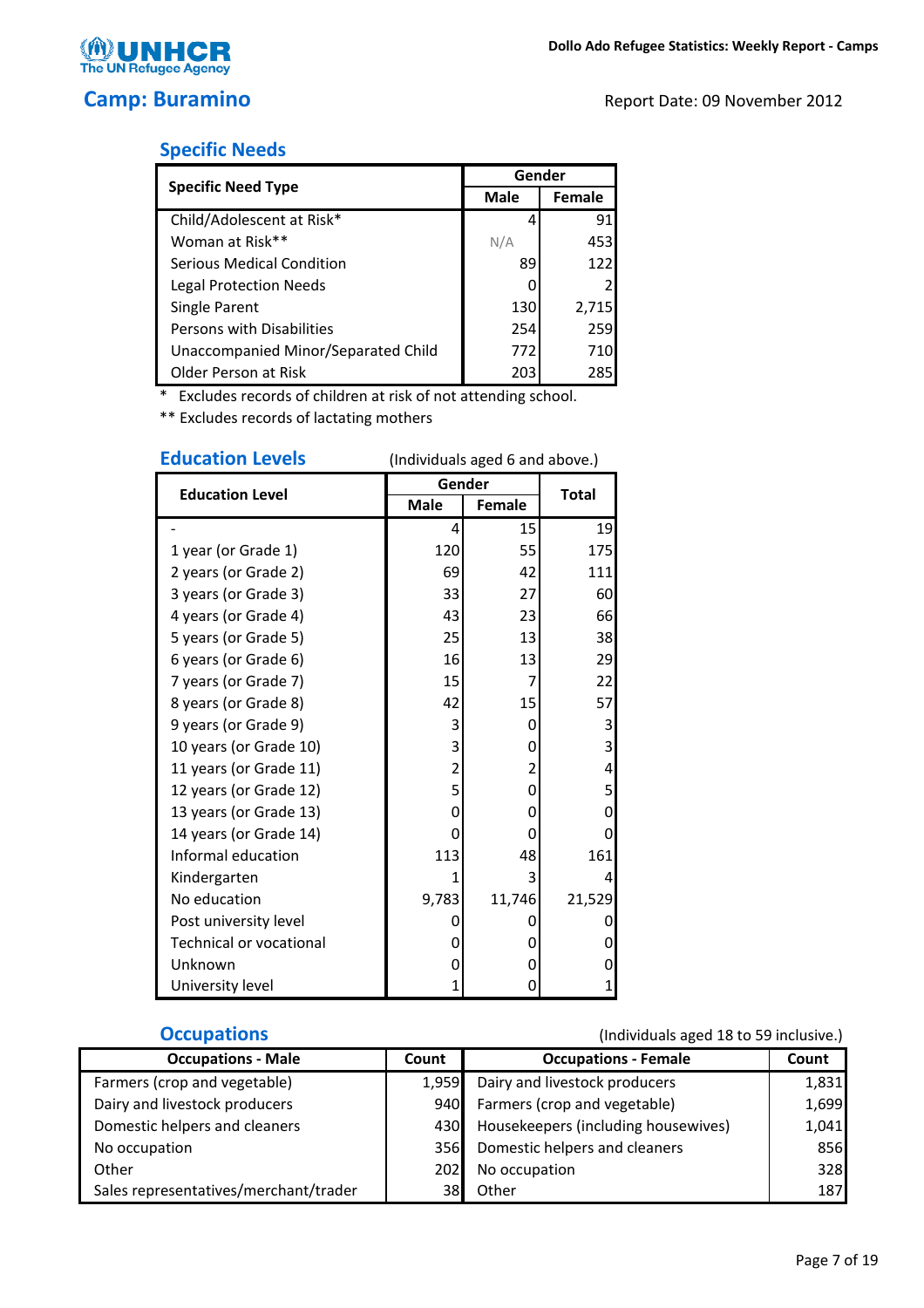UNHCR The UN Refugee Agency

Dollo Ado Refugee Statistics: Weekly Report - Camps

## Camp: Buramino

Report Date: 09 November 2012

### Specific Needs

| Specific Need Type | Gender | |
|---|---|---|
| | Male | Female |
| Child/Adolescent at Risk* | 4 | 91 |
| Woman at Risk** | N/A | 453 |
| Serious Medical Condition | 89 | 122 |
| Legal Protection Needs | 0 | 2 |
| Single Parent | 130 | 2,715 |
| Persons with Disabilities | 254 | 259 |
| Unaccompanied Minor/Separated Child | 772 | 710 |
| Older Person at Risk | 203 | 285 |

\* Excludes records of children at risk of not attending school.

** Excludes records of lactating mothers

### Education Levels

(Individuals aged 6 and above.)

| Education Level | Gender | | Total |
|---|---|---|---|
| | Male | Female | |
| - | 4 | 15 | 19 |
| 1 year (or Grade 1) | 120 | 55 | 175 |
| 2 years (or Grade 2) | 69 | 42 | 111 |
| 3 years (or Grade 3) | 33 | 27 | 60 |
| 4 years (or Grade 4) | 43 | 23 | 66 |
| 5 years (or Grade 5) | 25 | 13 | 38 |
| 6 years (or Grade 6) | 16 | 13 | 29 |
| 7 years (or Grade 7) | 15 | 7 | 22 |
| 8 years (or Grade 8) | 42 | 15 | 57 |
| 9 years (or Grade 9) | 3 | 0 | 3 |
| 10 years (or Grade 10) | 3 | 0 | 3 |
| 11 years (or Grade 11) | 2 | 2 | 4 |
| 12 years (or Grade 12) | 5 | 0 | 5 |
| 13 years (or Grade 13) | 0 | 0 | 0 |
| 14 years (or Grade 14) | 0 | 0 | 0 |
| Informal education | 113 | 48 | 161 |
| Kindergarten | 1 | 3 | 4 |
| No education | 9,783 | 11,746 | 21,529 |
| Post university level | 0 | 0 | 0 |
| Technical or vocational | 0 | 0 | 0 |
| Unknown | 0 | 0 | 0 |
| University level | 1 | 0 | 1 |

### Occupations

(Individuals aged 18 to 59 inclusive.)

| Occupations - Male | Count | Occupations - Female | Count |
|---|---|---|---|
| Farmers (crop and vegetable) | 1,959 | Dairy and livestock producers | 1,831 |
| Dairy and livestock producers | 940 | Farmers (crop and vegetable) | 1,699 |
| Domestic helpers and cleaners | 430 | Housekeepers (including housewives) | 1,041 |
| No occupation | 356 | Domestic helpers and cleaners | 856 |
| Other | 202 | No occupation | 328 |
| Sales representatives/merchant/trader | 38 | Other | 187 |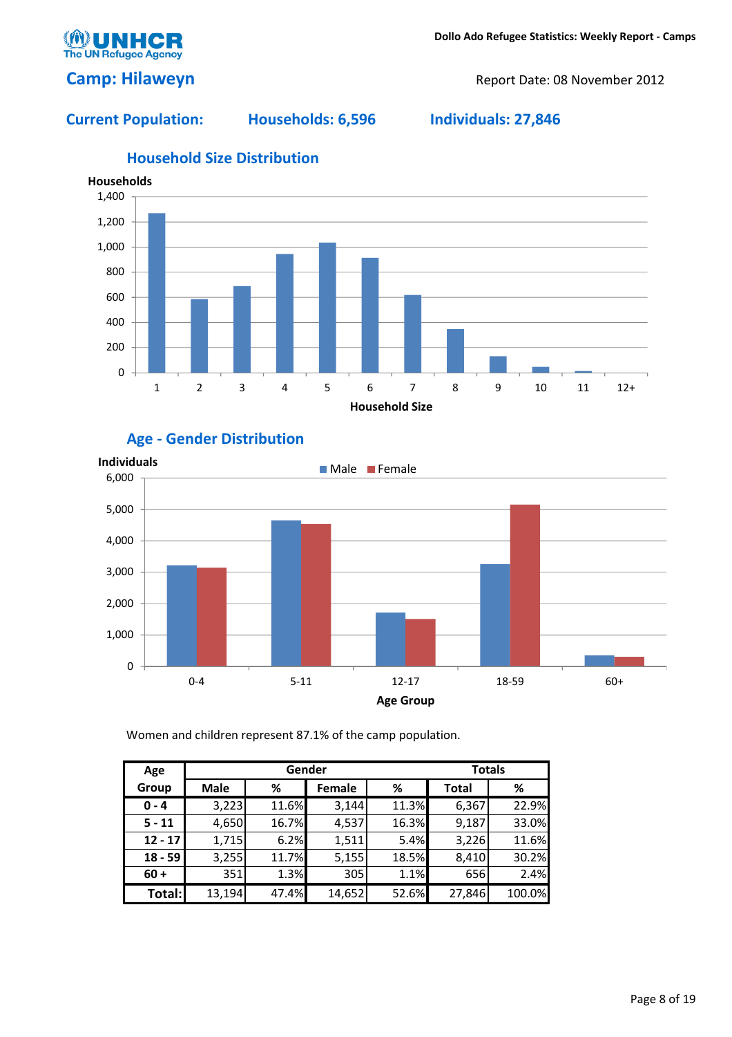# Camp: Hilaweyn

Report Date: 08 November 2012

**Current Population:** **Households: 6,596** **Individuals: 27,846**

## Household Size Distribution

## Age - Gender Distribution

Women and children represent 87.1% of the camp population.

| Age Group | Gender | | | | Totals | |
|---|---|---|---|---|---|---|
| | Male | % | Female | % | Total | % |
| **0 - 4** | 3,223 | 11.6% | 3,144 | 11.3% | 6,367 | 22.9% |
| **5 - 11** | 4,650 | 16.7% | 4,537 | 16.3% | 9,187 | 33.0% |
| **12 - 17** | 1,715 | 6.2% | 1,511 | 5.4% | 3,226 | 11.6% |
| **18 - 59** | 3,255 | 11.7% | 5,155 | 18.5% | 8,410 | 30.2% |
| **60 +** | 351 | 1.3% | 305 | 1.1% | 656 | 2.4% |
| **Total:** | 13,194 | 47.4% | 14,652 | 52.6% | 27,846 | 100.0% |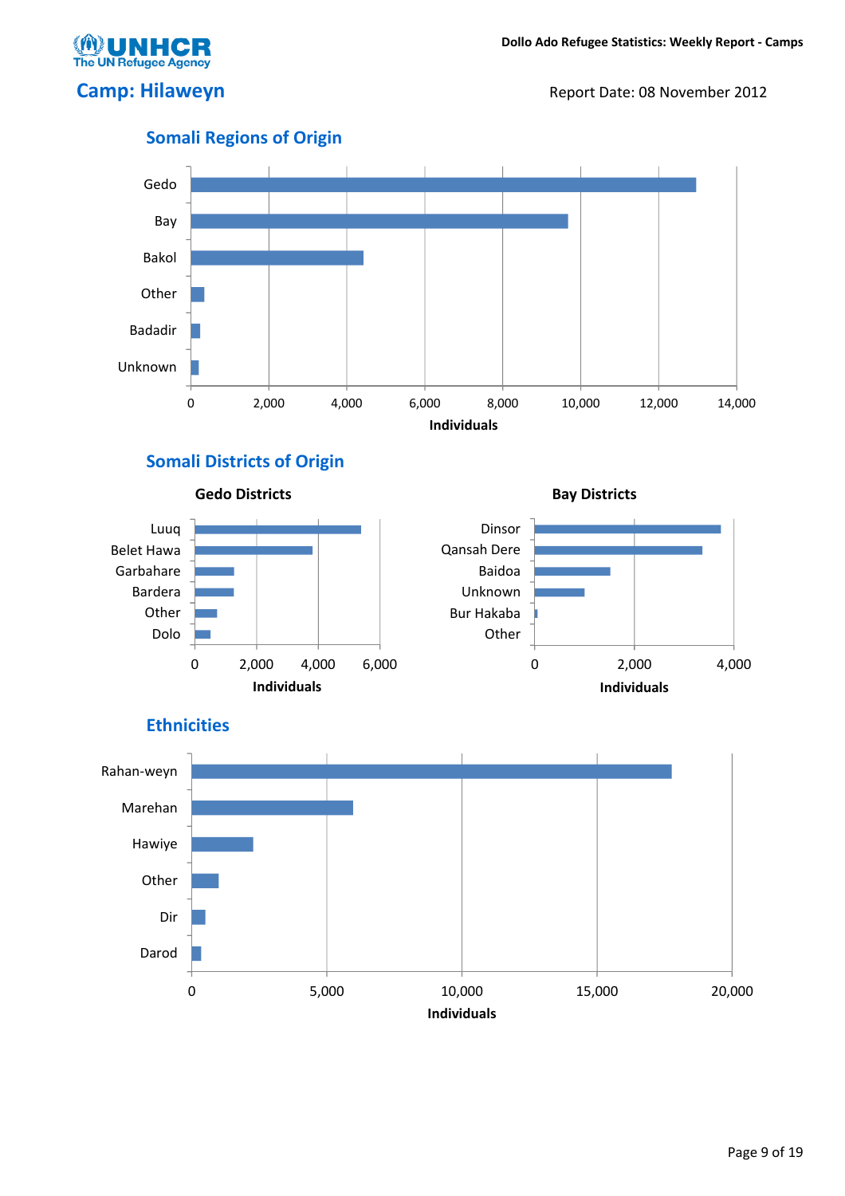## Camp: Hilaweyn

Report Date: 08 November 2012

### Somali Regions of Origin

Gedo
Bay
Bakol
Other
Badadir
Unknown

0 2,000 4,000 6,000 8,000 10,000 12,000 14,000

**Individuals**

### Somali Districts of Origin

**Gedo Districts**

Luuq
Belet Hawa
Garbahare
Bardera
Other
Dolo

0 2,000 4,000 6,000

**Individuals**

**Bay Districts**

Dinsor
Qansah Dere
Baidoa
Unknown
Bur Hakaba
Other

0 2,000 4,000

**Individuals**

### Ethnicities

Rahan-weyn
Marehan
Hawiye
Other
Dir
Darod

0 5,000 10,000 15,000 20,000

**Individuals**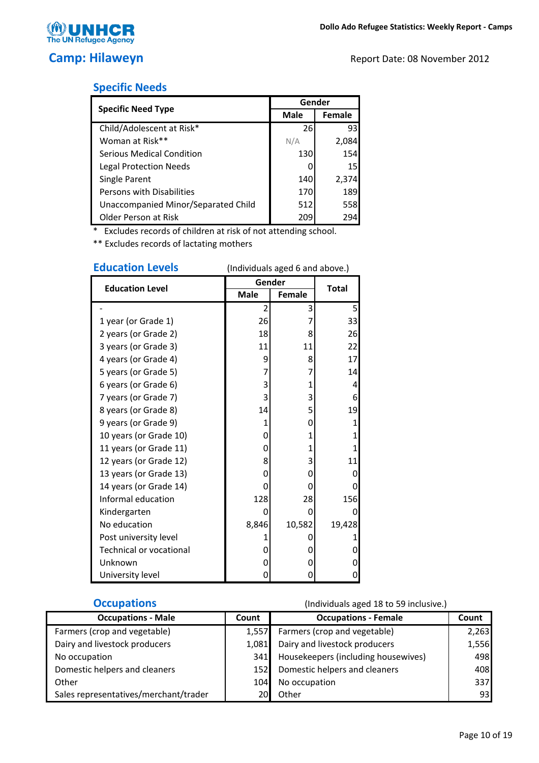# Camp: Hilaweyn

Report Date: 08 November 2012

## Specific Needs

| Specific Need Type | Gender | |
|---|---|---|
| | Male | Female |
| Child/Adolescent at Risk* | 26 | 93 |
| Woman at Risk** | N/A | 2,084 |
| Serious Medical Condition | 130 | 154 |
| Legal Protection Needs | 0 | 15 |
| Single Parent | 140 | 2,374 |
| Persons with Disabilities | 170 | 189 |
| Unaccompanied Minor/Separated Child | 512 | 558 |
| Older Person at Risk | 209 | 294 |

* Excludes records of children at risk of not attending school.

** Excludes records of lactating mothers

## Education Levels

(Individuals aged 6 and above.)

| Education Level | Gender | | Total |
|---|---|---|---|
| | Male | Female | |
| - | 2 | 3 | 5 |
| 1 year (or Grade 1) | 26 | 7 | 33 |
| 2 years (or Grade 2) | 18 | 8 | 26 |
| 3 years (or Grade 3) | 11 | 11 | 22 |
| 4 years (or Grade 4) | 9 | 8 | 17 |
| 5 years (or Grade 5) | 7 | 7 | 14 |
| 6 years (or Grade 6) | 3 | 1 | 4 |
| 7 years (or Grade 7) | 3 | 3 | 6 |
| 8 years (or Grade 8) | 14 | 5 | 19 |
| 9 years (or Grade 9) | 1 | 0 | 1 |
| 10 years (or Grade 10) | 0 | 1 | 1 |
| 11 years (or Grade 11) | 0 | 1 | 1 |
| 12 years (or Grade 12) | 8 | 3 | 11 |
| 13 years (or Grade 13) | 0 | 0 | 0 |
| 14 years (or Grade 14) | 0 | 0 | 0 |
| Informal education | 128 | 28 | 156 |
| Kindergarten | 0 | 0 | 0 |
| No education | 8,846 | 10,582 | 19,428 |
| Post university level | 1 | 0 | 1 |
| Technical or vocational | 0 | 0 | 0 |
| Unknown | 0 | 0 | 0 |
| University level | 0 | 0 | 0 |

## Occupations

(Individuals aged 18 to 59 inclusive.)

| Occupations - Male | Count | Occupations - Female | Count |
|---|---|---|---|
| Farmers (crop and vegetable) | 1,557 | Farmers (crop and vegetable) | 2,263 |
| Dairy and livestock producers | 1,081 | Dairy and livestock producers | 1,556 |
| No occupation | 341 | Housekeepers (including housewives) | 498 |
| Domestic helpers and cleaners | 152 | Domestic helpers and cleaners | 408 |
| Other | 104 | No occupation | 337 |
| Sales representatives/merchant/trader | 20 | Other | 93 |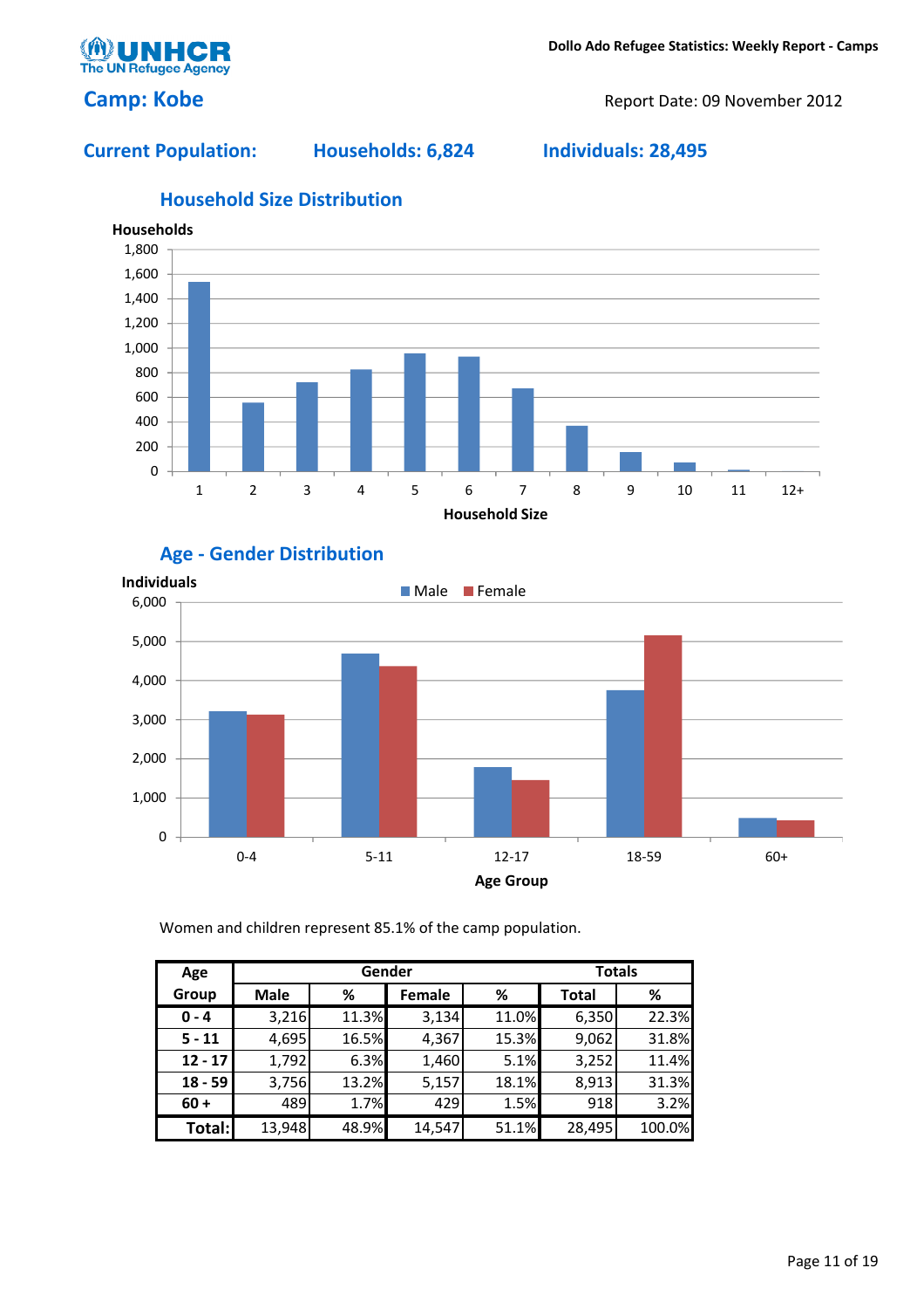## Camp: Kobe

Report Date: 09 November 2012

**Current Population:** **Households: 6,824** **Individuals: 28,495**

### Household Size Distribution

### Age - Gender Distribution

Women and children represent 85.1% of the camp population.

| Age Group | Gender | | | | Totals | |
|---|---|---|---|---|---|---|
| | Male | % | Female | % | Total | % |
| 0 - 4 | 3,216 | 11.3% | 3,134 | 11.0% | 6,350 | 22.3% |
| 5 - 11 | 4,695 | 16.5% | 4,367 | 15.3% | 9,062 | 31.8% |
| 12 - 17 | 1,792 | 6.3% | 1,460 | 5.1% | 3,252 | 11.4% |
| 18 - 59 | 3,756 | 13.2% | 5,157 | 18.1% | 8,913 | 31.3% |
| 60 + | 489 | 1.7% | 429 | 1.5% | 918 | 3.2% |
| Total: | 13,948 | 48.9% | 14,547 | 51.1% | 28,495 | 100.0% |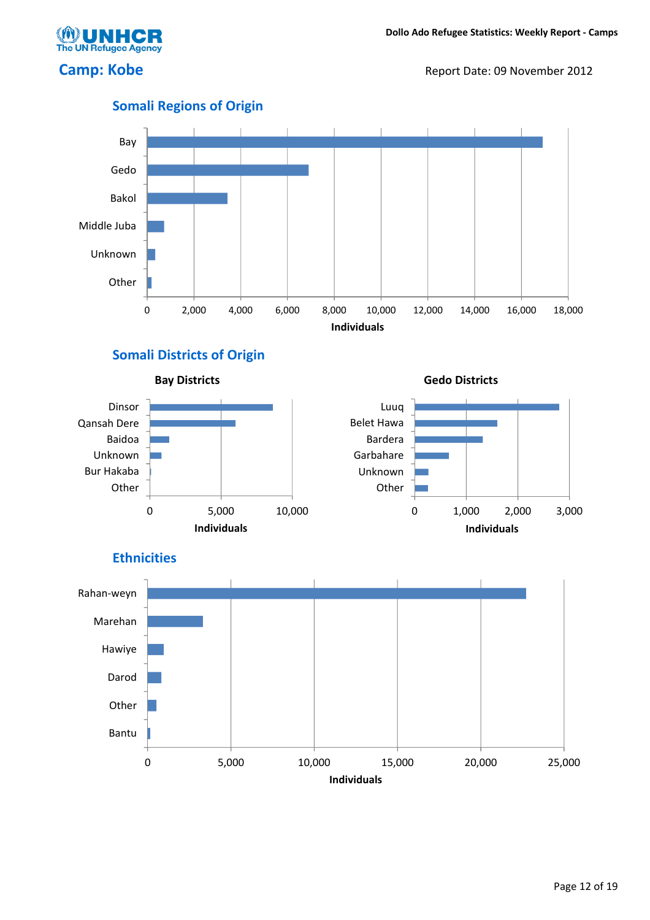**Dollo Ado Refugee Statistics: Weekly Report - Camps**

# Camp: Kobe

Report Date: 09 November 2012

## Somali Regions of Origin

Bay
Gedo
Bakol
Middle Juba
Unknown
Other

0 2,000 4,000 6,000 8,000 10,000 12,000 14,000 16,000 18,000

**Individuals**

## Somali Districts of Origin

**Bay Districts**

Dinsor
Qansah Dere
Baidoa
Unknown
Bur Hakaba
Other

0 5,000 10,000

**Individuals**

**Gedo Districts**

Luuq
Belet Hawa
Bardera
Garbahare
Unknown
Other

0 1,000 2,000 3,000

**Individuals**

## Ethnicities

Rahan-weyn
Marehan
Hawiye
Darod
Other
Bantu

0 5,000 10,000 15,000 20,000 25,000

**Individuals**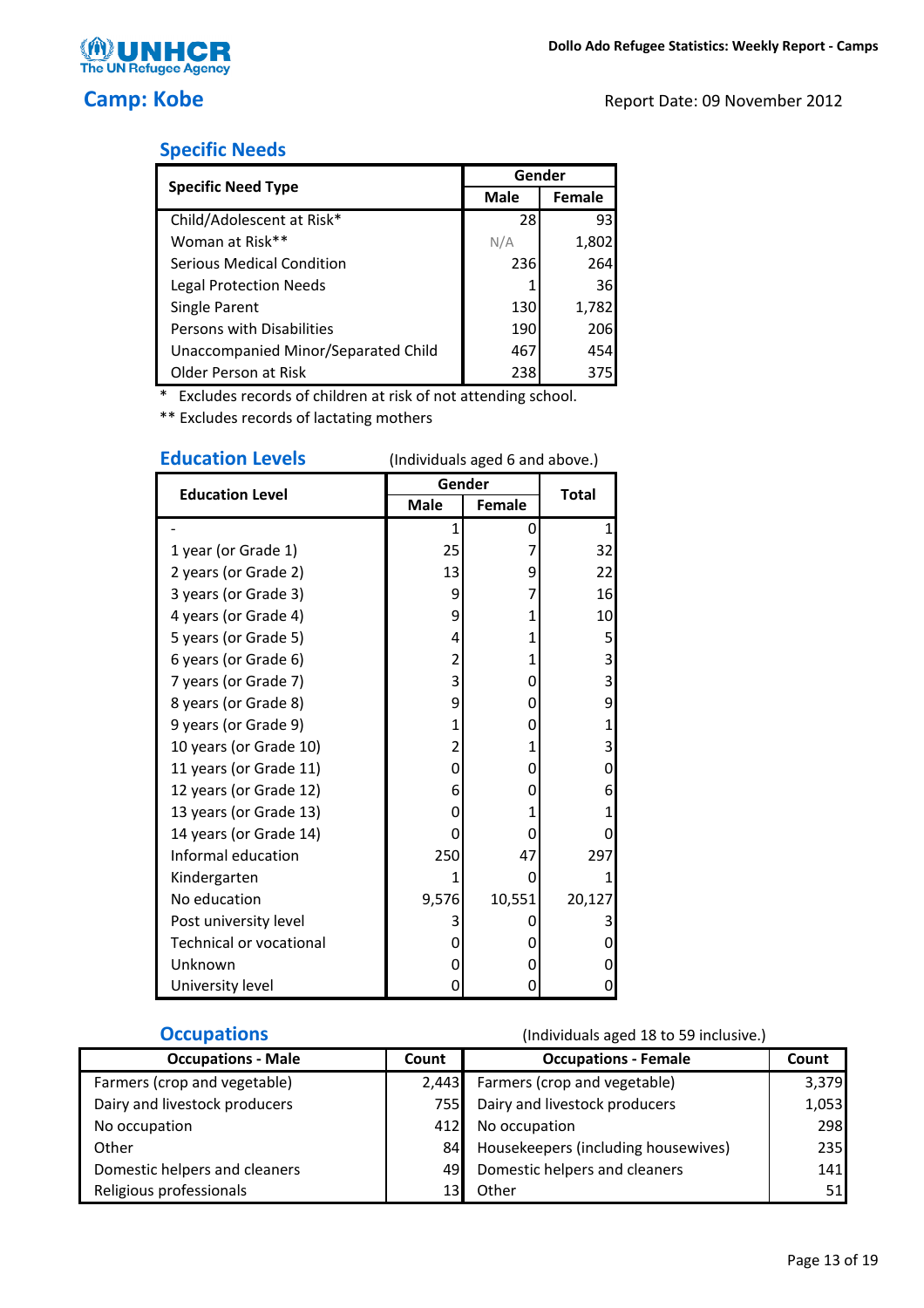UNHCR
The UN Refugee Agency

Dollo Ado Refugee Statistics: Weekly Report - Camps

# Camp: Kobe

Report Date: 09 November 2012

## Specific Needs

| Specific Need Type | Gender | |
|---|---|---|
| | Male | Female |
| Child/Adolescent at Risk* | 28 | 93 |
| Woman at Risk** | N/A | 1,802 |
| Serious Medical Condition | 236 | 264 |
| Legal Protection Needs | 1 | 36 |
| Single Parent | 130 | 1,782 |
| Persons with Disabilities | 190 | 206 |
| Unaccompanied Minor/Separated Child | 467 | 454 |
| Older Person at Risk | 238 | 375 |

\* Excludes records of children at risk of not attending school.

** Excludes records of lactating mothers

## Education Levels

(Individuals aged 6 and above.)

| Education Level | Gender | | Total |
|---|---|---|---|
| | Male | Female | |
| - | 1 | 0 | 1 |
| 1 year (or Grade 1) | 25 | 7 | 32 |
| 2 years (or Grade 2) | 13 | 9 | 22 |
| 3 years (or Grade 3) | 9 | 7 | 16 |
| 4 years (or Grade 4) | 9 | 1 | 10 |
| 5 years (or Grade 5) | 4 | 1 | 5 |
| 6 years (or Grade 6) | 2 | 1 | 3 |
| 7 years (or Grade 7) | 3 | 0 | 3 |
| 8 years (or Grade 8) | 9 | 0 | 9 |
| 9 years (or Grade 9) | 1 | 0 | 1 |
| 10 years (or Grade 10) | 2 | 1 | 3 |
| 11 years (or Grade 11) | 0 | 0 | 0 |
| 12 years (or Grade 12) | 6 | 0 | 6 |
| 13 years (or Grade 13) | 0 | 1 | 1 |
| 14 years (or Grade 14) | 0 | 0 | 0 |
| Informal education | 250 | 47 | 297 |
| Kindergarten | 1 | 0 | 1 |
| No education | 9,576 | 10,551 | 20,127 |
| Post university level | 3 | 0 | 3 |
| Technical or vocational | 0 | 0 | 0 |
| Unknown | 0 | 0 | 0 |
| University level | 0 | 0 | 0 |

## Occupations

(Individuals aged 18 to 59 inclusive.)

| Occupations - Male | Count | Occupations - Female | Count |
|---|---|---|---|
| Farmers (crop and vegetable) | 2,443 | Farmers (crop and vegetable) | 3,379 |
| Dairy and livestock producers | 755 | Dairy and livestock producers | 1,053 |
| No occupation | 412 | No occupation | 298 |
| Other | 84 | Housekeepers (including housewives) | 235 |
| Domestic helpers and cleaners | 49 | Domestic helpers and cleaners | 141 |
| Religious professionals | 13 | Other | 51 |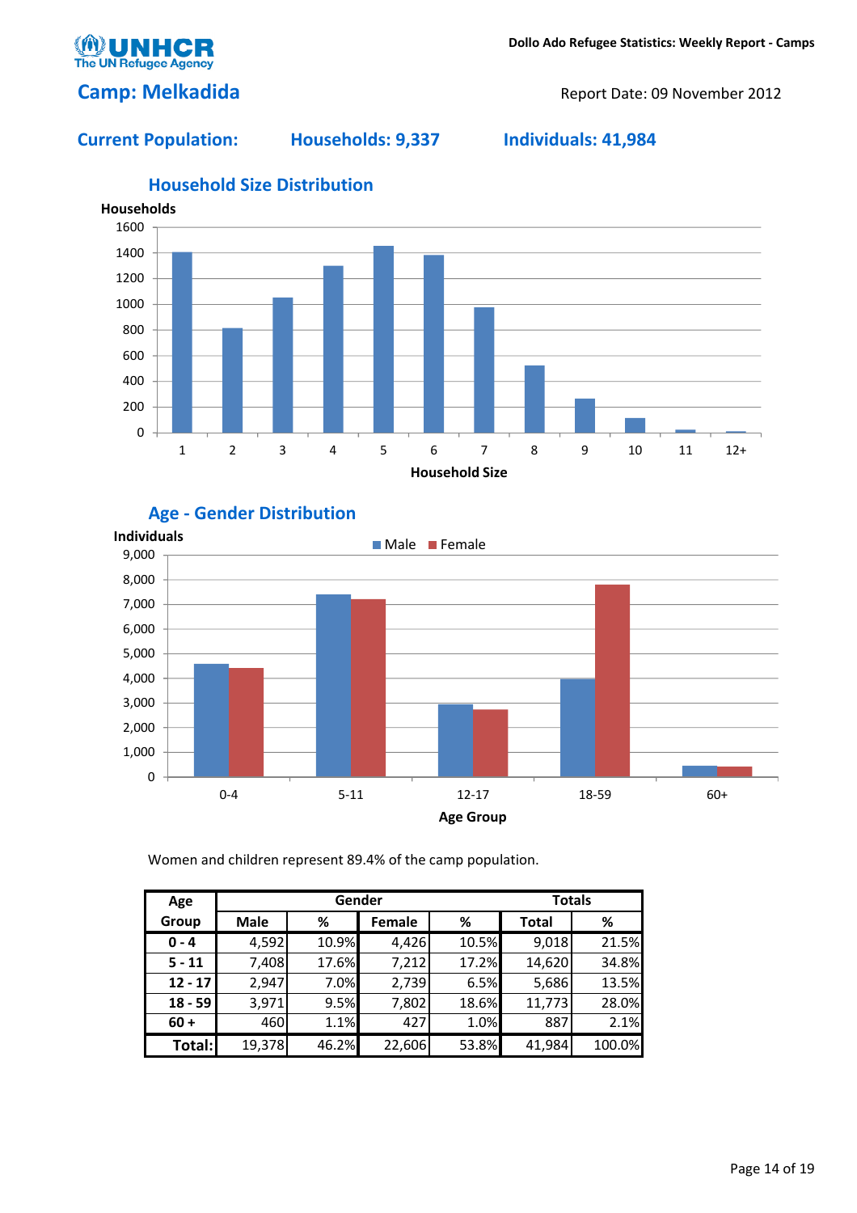## Camp: Melkadida

Report Date: 09 November 2012

**Current Population:** **Households: 9,337** **Individuals: 41,984**

### Household Size Distribution

### Age - Gender Distribution

Women and children represent 89.4% of the camp population.

| Age Group | Gender | | | | Totals | |
|---|---|---|---|---|---|---|
| | Male | % | Female | % | Total | % |
| **0 - 4** | 4,592 | 10.9% | 4,426 | 10.5% | 9,018 | 21.5% |
| **5 - 11** | 7,408 | 17.6% | 7,212 | 17.2% | 14,620 | 34.8% |
| **12 - 17** | 2,947 | 7.0% | 2,739 | 6.5% | 5,686 | 13.5% |
| **18 - 59** | 3,971 | 9.5% | 7,802 | 18.6% | 11,773 | 28.0% |
| **60 +** | 460 | 1.1% | 427 | 1.0% | 887 | 2.1% |
| **Total:** | 19,378 | 46.2% | 22,606 | 53.8% | 41,984 | 100.0% |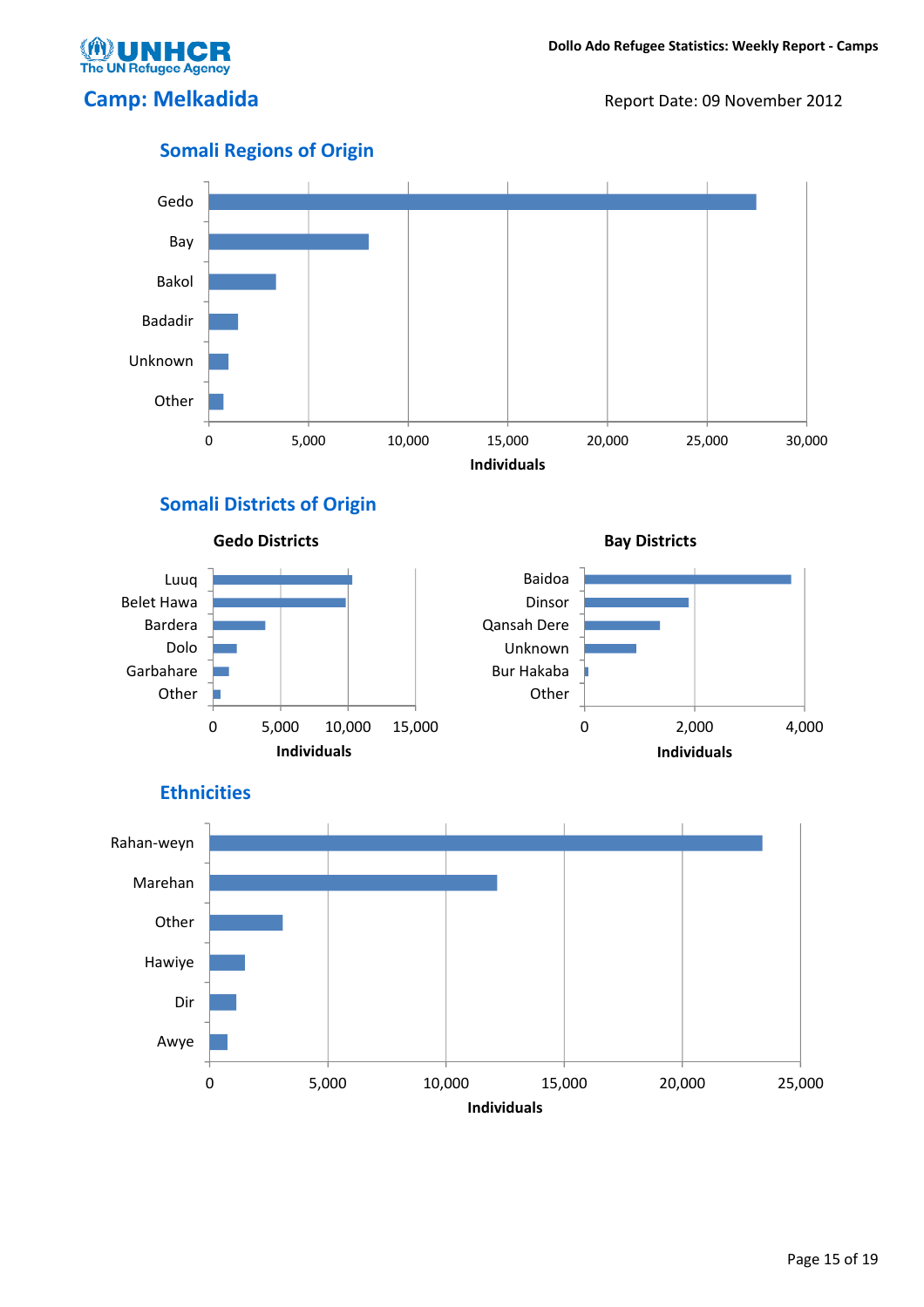## Camp: Melkadida

Report Date: 09 November 2012

### Somali Regions of Origin

| Region | Axis |
|---|---|
| Gedo | |
| Bay | |
| Bakol | |
| Badadir | |
| Unknown | |
| Other | |

0 | 5,000 | 10,000 | 15,000 | 20,000 | 25,000 | 30,000

**Individuals**

### Somali Districts of Origin

**Gedo Districts**

Luuq, Belet Hawa, Bardera, Dolo, Garbahare, Other

0 | 5,000 | 10,000 | 15,000

**Individuals**

**Bay Districts**

Baidoa, Dinsor, Qansah Dere, Unknown, Bur Hakaba, Other

0 | 2,000 | 4,000

**Individuals**

### Ethnicities

Rahan-weyn, Marehan, Other, Hawiye, Dir, Awye

0 | 5,000 | 10,000 | 15,000 | 20,000 | 25,000

**Individuals**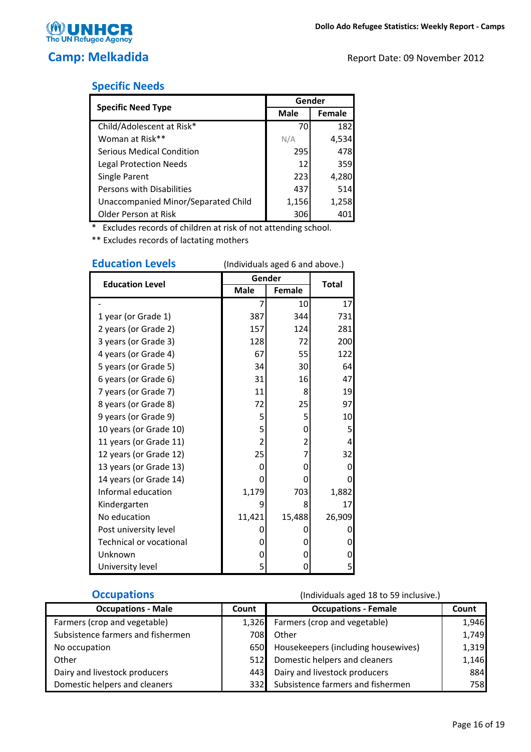UNHCR
The UN Refugee Agency

Dollo Ado Refugee Statistics: Weekly Report - Camps

# Camp: Melkadida

Report Date: 09 November 2012

## Specific Needs

| Specific Need Type | Gender | |
|---|---|---|
| | Male | Female |
| Child/Adolescent at Risk* | 70 | 182 |
| Woman at Risk** | N/A | 4,534 |
| Serious Medical Condition | 295 | 478 |
| Legal Protection Needs | 12 | 359 |
| Single Parent | 223 | 4,280 |
| Persons with Disabilities | 437 | 514 |
| Unaccompanied Minor/Separated Child | 1,156 | 1,258 |
| Older Person at Risk | 306 | 401 |

\* Excludes records of children at risk of not attending school.

** Excludes records of lactating mothers

## Education Levels

(Individuals aged 6 and above.)

| Education Level | Gender | | Total |
|---|---|---|---|
| | Male | Female | |
| - | 7 | 10 | 17 |
| 1 year (or Grade 1) | 387 | 344 | 731 |
| 2 years (or Grade 2) | 157 | 124 | 281 |
| 3 years (or Grade 3) | 128 | 72 | 200 |
| 4 years (or Grade 4) | 67 | 55 | 122 |
| 5 years (or Grade 5) | 34 | 30 | 64 |
| 6 years (or Grade 6) | 31 | 16 | 47 |
| 7 years (or Grade 7) | 11 | 8 | 19 |
| 8 years (or Grade 8) | 72 | 25 | 97 |
| 9 years (or Grade 9) | 5 | 5 | 10 |
| 10 years (or Grade 10) | 5 | 0 | 5 |
| 11 years (or Grade 11) | 2 | 2 | 4 |
| 12 years (or Grade 12) | 25 | 7 | 32 |
| 13 years (or Grade 13) | 0 | 0 | 0 |
| 14 years (or Grade 14) | 0 | 0 | 0 |
| Informal education | 1,179 | 703 | 1,882 |
| Kindergarten | 9 | 8 | 17 |
| No education | 11,421 | 15,488 | 26,909 |
| Post university level | 0 | 0 | 0 |
| Technical or vocational | 0 | 0 | 0 |
| Unknown | 0 | 0 | 0 |
| University level | 5 | 0 | 5 |

## Occupations

(Individuals aged 18 to 59 inclusive.)

| Occupations - Male | Count | Occupations - Female | Count |
|---|---|---|---|
| Farmers (crop and vegetable) | 1,326 | Farmers (crop and vegetable) | 1,946 |
| Subsistence farmers and fishermen | 708 | Other | 1,749 |
| No occupation | 650 | Housekeepers (including housewives) | 1,319 |
| Other | 512 | Domestic helpers and cleaners | 1,146 |
| Dairy and livestock producers | 443 | Dairy and livestock producers | 884 |
| Domestic helpers and cleaners | 332 | Subsistence farmers and fishermen | 758 |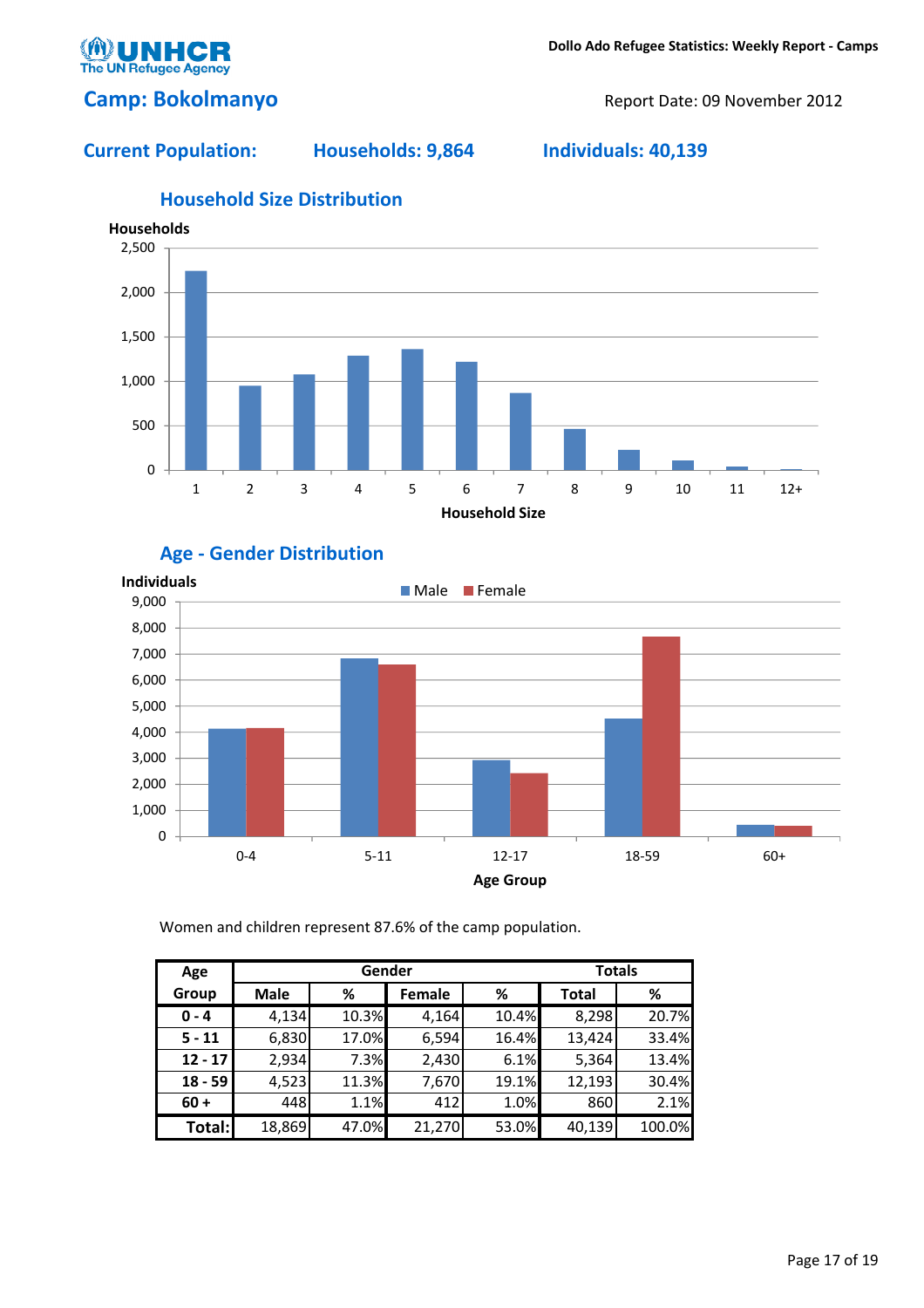## Camp: Bokolmanyo

Report Date: 09 November 2012

**Current Population:** **Households: 9,864** **Individuals: 40,139**

### Household Size Distribution

### Age - Gender Distribution

Women and children represent 87.6% of the camp population.

| Age Group | Gender | | | | Totals | |
|---|---|---|---|---|---|---|
| | Male | % | Female | % | Total | % |
| **0 - 4** | 4,134 | 10.3% | 4,164 | 10.4% | 8,298 | 20.7% |
| **5 - 11** | 6,830 | 17.0% | 6,594 | 16.4% | 13,424 | 33.4% |
| **12 - 17** | 2,934 | 7.3% | 2,430 | 6.1% | 5,364 | 13.4% |
| **18 - 59** | 4,523 | 11.3% | 7,670 | 19.1% | 12,193 | 30.4% |
| **60 +** | 448 | 1.1% | 412 | 1.0% | 860 | 2.1% |
| **Total:** | 18,869 | 47.0% | 21,270 | 53.0% | 40,139 | 100.0% |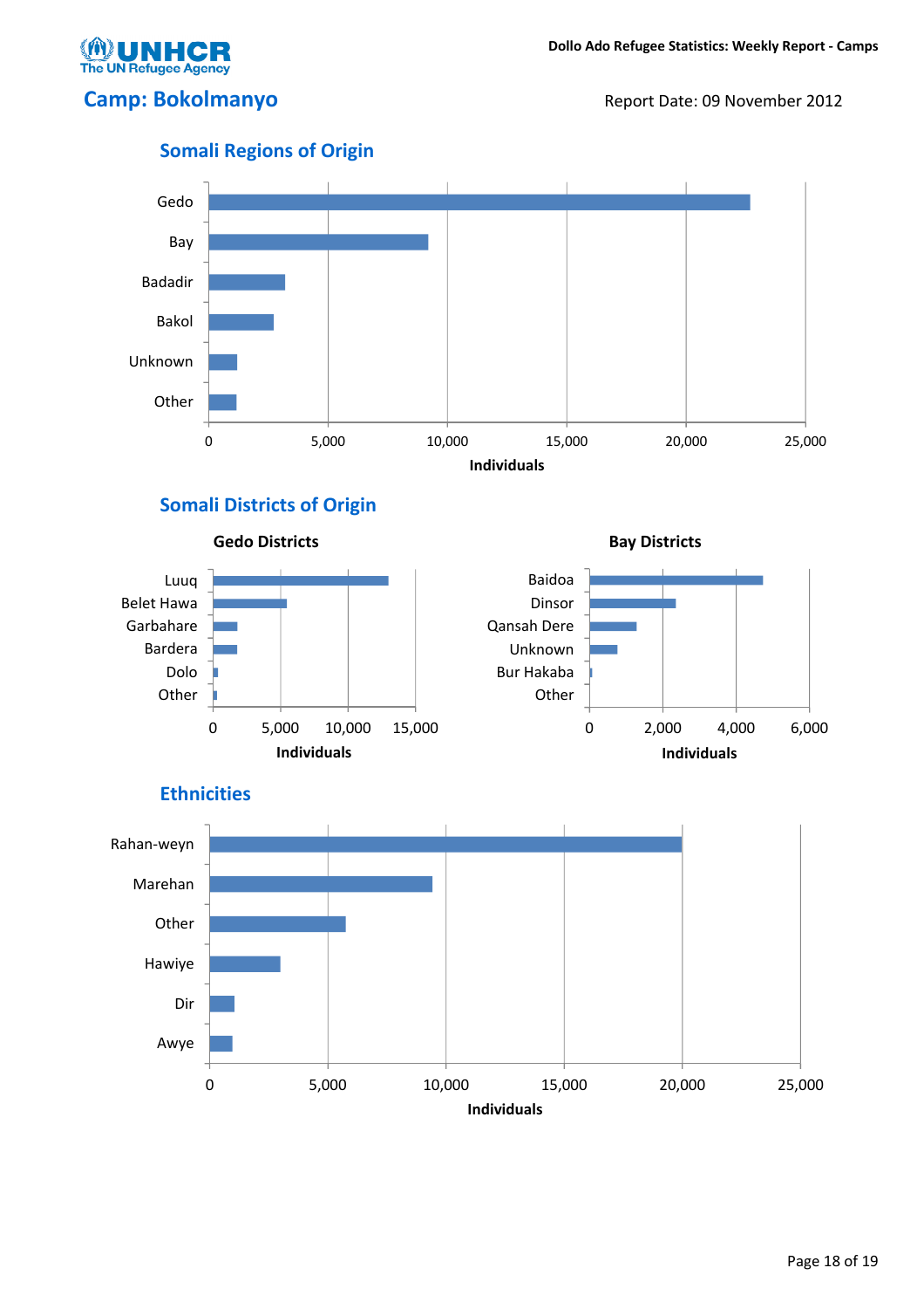# Camp: Bokolmanyo

Report Date: 09 November 2012

## Somali Regions of Origin

| Region | Individuals (approx.) |
|---|---|
| Gedo | 22,700 |
| Bay | 9,200 |
| Badadir | 3,200 |
| Bakol | 2,700 |
| Unknown | 1,200 |
| Other | 1,150 |

## Somali Districts of Origin

### Gedo Districts

| District | Individuals (approx.) |
|---|---|
| Luuq | 13,000 |
| Belet Hawa | 5,500 |
| Garbahare | 1,800 |
| Bardera | 1,800 |
| Dolo | 350 |
| Other | 300 |

### Bay Districts

| District | Individuals (approx.) |
|---|---|
| Baidoa | 4,700 |
| Dinsor | 2,350 |
| Qansah Dere | 1,300 |
| Unknown | 750 |
| Bur Hakaba | 80 |
| Other | 0 |

## Ethnicities

| Ethnicity | Individuals (approx.) |
|---|---|
| Rahan-weyn | 20,000 |
| Marehan | 9,450 |
| Other | 5,800 |
| Hawiye | 3,000 |
| Dir | 1,100 |
| Awye | 1,000 |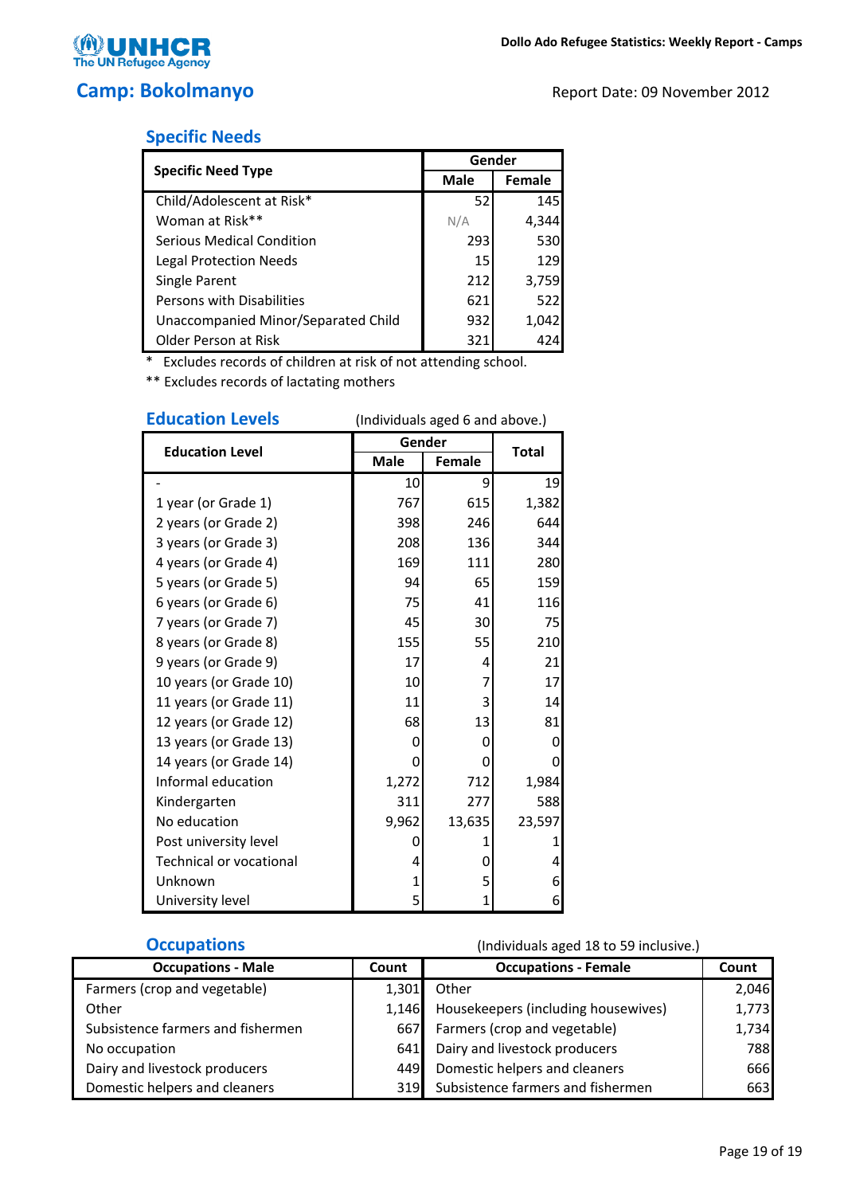UNHCR The UN Refugee Agency

Dollo Ado Refugee Statistics: Weekly Report - Camps

# Camp: Bokolmanyo

Report Date: 09 November 2012

## Specific Needs

| Specific Need Type | Gender | |
|---|---|---|
| | Male | Female |
| Child/Adolescent at Risk* | 52 | 145 |
| Woman at Risk** | N/A | 4,344 |
| Serious Medical Condition | 293 | 530 |
| Legal Protection Needs | 15 | 129 |
| Single Parent | 212 | 3,759 |
| Persons with Disabilities | 621 | 522 |
| Unaccompanied Minor/Separated Child | 932 | 1,042 |
| Older Person at Risk | 321 | 424 |

* Excludes records of children at risk of not attending school.

** Excludes records of lactating mothers

## Education Levels

(Individuals aged 6 and above.)

| Education Level | Gender | | Total |
|---|---|---|---|
| | Male | Female | |
| - | 10 | 9 | 19 |
| 1 year (or Grade 1) | 767 | 615 | 1,382 |
| 2 years (or Grade 2) | 398 | 246 | 644 |
| 3 years (or Grade 3) | 208 | 136 | 344 |
| 4 years (or Grade 4) | 169 | 111 | 280 |
| 5 years (or Grade 5) | 94 | 65 | 159 |
| 6 years (or Grade 6) | 75 | 41 | 116 |
| 7 years (or Grade 7) | 45 | 30 | 75 |
| 8 years (or Grade 8) | 155 | 55 | 210 |
| 9 years (or Grade 9) | 17 | 4 | 21 |
| 10 years (or Grade 10) | 10 | 7 | 17 |
| 11 years (or Grade 11) | 11 | 3 | 14 |
| 12 years (or Grade 12) | 68 | 13 | 81 |
| 13 years (or Grade 13) | 0 | 0 | 0 |
| 14 years (or Grade 14) | 0 | 0 | 0 |
| Informal education | 1,272 | 712 | 1,984 |
| Kindergarten | 311 | 277 | 588 |
| No education | 9,962 | 13,635 | 23,597 |
| Post university level | 0 | 1 | 1 |
| Technical or vocational | 4 | 0 | 4 |
| Unknown | 1 | 5 | 6 |
| University level | 5 | 1 | 6 |

## Occupations

(Individuals aged 18 to 59 inclusive.)

| Occupations - Male | Count | Occupations - Female | Count |
|---|---|---|---|
| Farmers (crop and vegetable) | 1,301 | Other | 2,046 |
| Other | 1,146 | Housekeepers (including housewives) | 1,773 |
| Subsistence farmers and fishermen | 667 | Farmers (crop and vegetable) | 1,734 |
| No occupation | 641 | Dairy and livestock producers | 788 |
| Dairy and livestock producers | 449 | Domestic helpers and cleaners | 666 |
| Domestic helpers and cleaners | 319 | Subsistence farmers and fishermen | 663 |